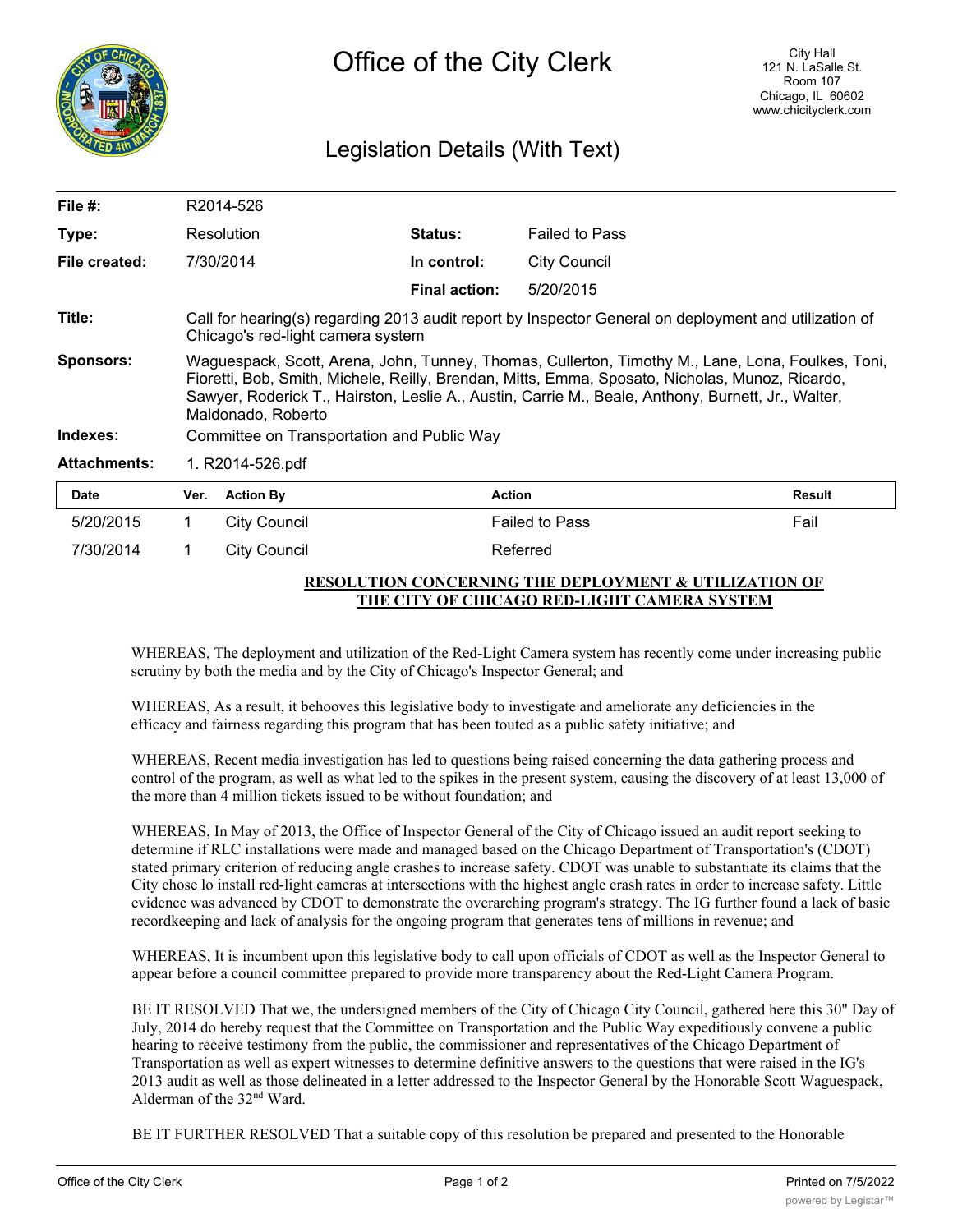# Office of the City Clerk

City Hall
121 N. LaSalle St.
Room 107
Chicago, IL 60602
www.chicityclerk.com

## Legislation Details (With Text)

| | | | |
|---|---|---|---|
| **File #:** | R2014-526 | | |
| **Type:** | Resolution | **Status:** | Failed to Pass |
| **File created:** | 7/30/2014 | **In control:** | City Council |
| | | **Final action:** | 5/20/2015 |

**Title:** Call for hearing(s) regarding 2013 audit report by Inspector General on deployment and utilization of Chicago's red-light camera system

**Sponsors:** Waguespack, Scott, Arena, John, Tunney, Thomas, Cullerton, Timothy M., Lane, Lona, Foulkes, Toni, Fioretti, Bob, Smith, Michele, Reilly, Brendan, Mitts, Emma, Sposato, Nicholas, Munoz, Ricardo, Sawyer, Roderick T., Hairston, Leslie A., Austin, Carrie M., Beale, Anthony, Burnett, Jr., Walter, Maldonado, Roberto

**Indexes:** Committee on Transportation and Public Way

**Attachments:** 1. R2014-526.pdf

| Date | Ver. | Action By | Action | Result |
|---|---|---|---|---|
| 5/20/2015 | 1 | City Council | Failed to Pass | Fail |
| 7/30/2014 | 1 | City Council | Referred | |

**RESOLUTION CONCERNING THE DEPLOYMENT & UTILIZATION OF THE CITY OF CHICAGO RED-LIGHT CAMERA SYSTEM**

WHEREAS, The deployment and utilization of the Red-Light Camera system has recently come under increasing public scrutiny by both the media and by the City of Chicago's Inspector General; and

WHEREAS, As a result, it behooves this legislative body to investigate and ameliorate any deficiencies in the efficacy and fairness regarding this program that has been touted as a public safety initiative; and

WHEREAS, Recent media investigation has led to questions being raised concerning the data gathering process and control of the program, as well as what led to the spikes in the present system, causing the discovery of at least 13,000 of the more than 4 million tickets issued to be without foundation; and

WHEREAS, In May of 2013, the Office of Inspector General of the City of Chicago issued an audit report seeking to determine if RLC installations were made and managed based on the Chicago Department of Transportation's (CDOT) stated primary criterion of reducing angle crashes to increase safety. CDOT was unable to substantiate its claims that the City chose lo install red-light cameras at intersections with the highest angle crash rates in order to increase safety. Little evidence was advanced by CDOT to demonstrate the overarching program's strategy. The IG further found a lack of basic recordkeeping and lack of analysis for the ongoing program that generates tens of millions in revenue; and

WHEREAS, It is incumbent upon this legislative body to call upon officials of CDOT as well as the Inspector General to appear before a council committee prepared to provide more transparency about the Red-Light Camera Program.

BE IT RESOLVED That we, the undersigned members of the City of Chicago City Council, gathered here this 30" Day of July, 2014 do hereby request that the Committee on Transportation and the Public Way expeditiously convene a public hearing to receive testimony from the public, the commissioner and representatives of the Chicago Department of Transportation as well as expert witnesses to determine definitive answers to the questions that were raised in the IG's 2013 audit as well as those delineated in a letter addressed to the Inspector General by the Honorable Scott Waguespack, Alderman of the 32nd Ward.

BE IT FURTHER RESOLVED That a suitable copy of this resolution be prepared and presented to the Honorable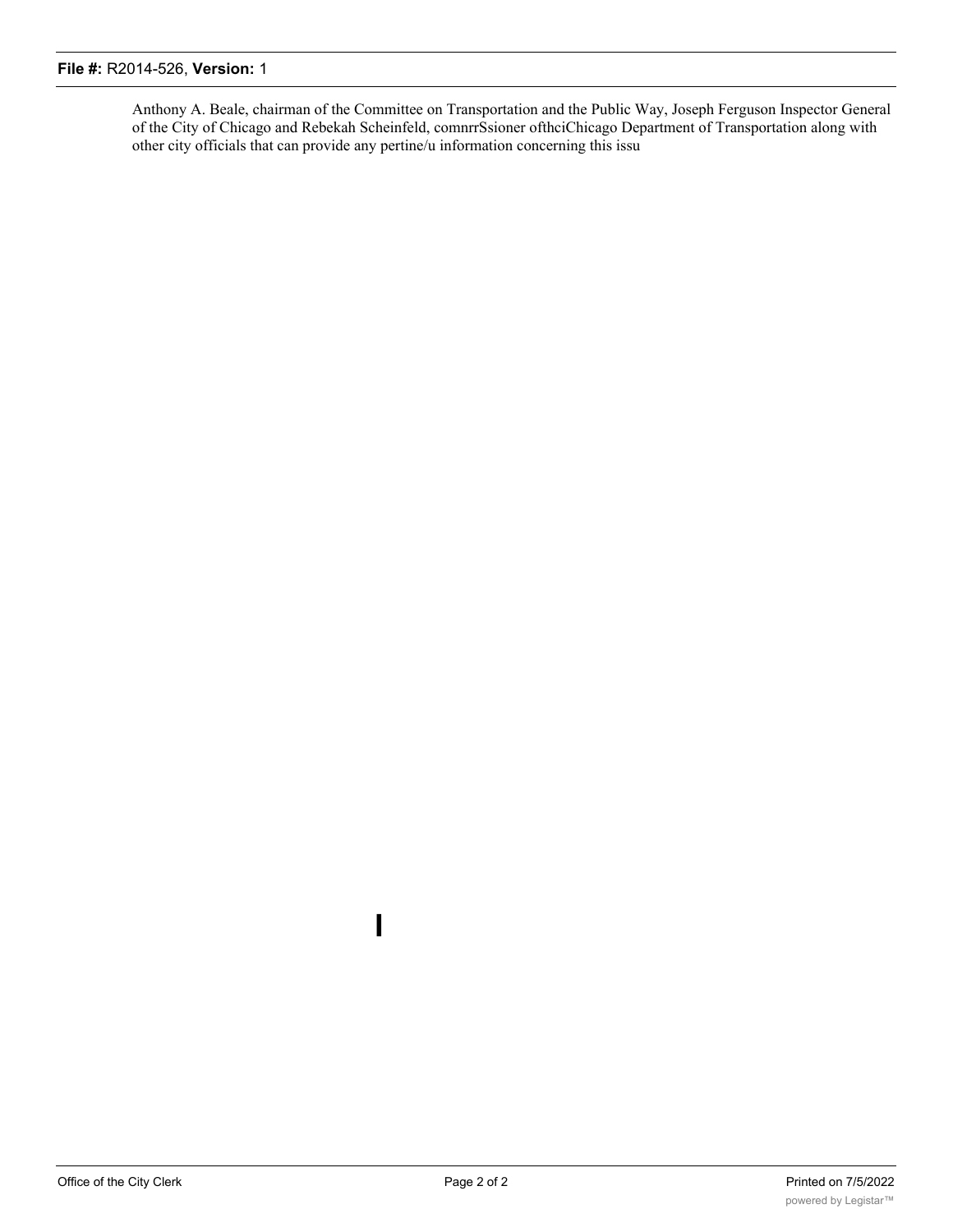Anthony A. Beale, chairman of the Committee on Transportation and the Public Way, Joseph Ferguson Inspector General of the City of Chicago and Rebekah Scheinfeld, comnrrSsioner ofthciChicago Department of Transportation along with other city officials that can provide any pertine/u information concerning this issu

I